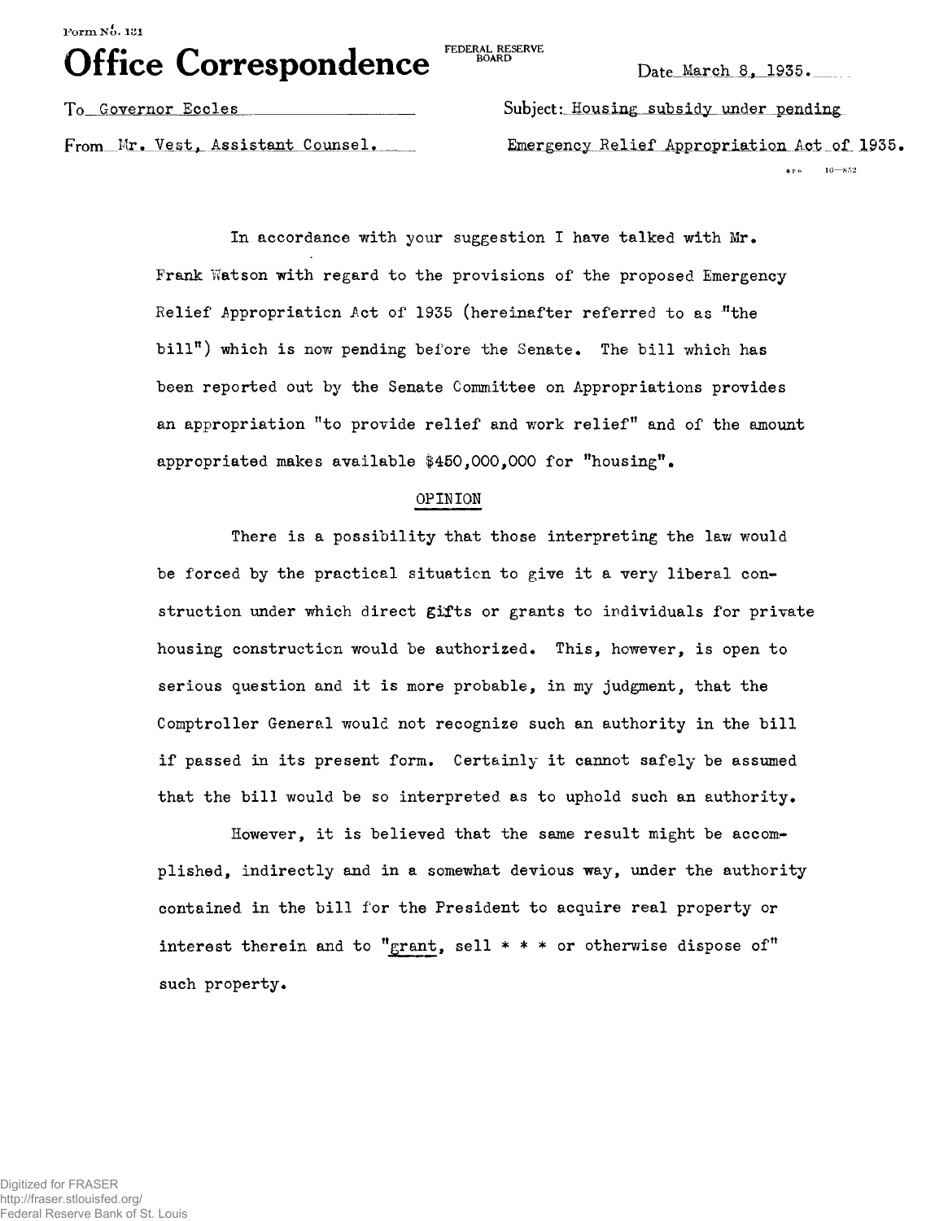Form No. 131

# Office Correspondence

FEDERAL RESERVE BOARD

Date March 8, 1935.

To Governor Eccles

From Mr. Vest, Assistant Counsel.

Subject: Housing subsidy under pending Emergency Relief Appropriation Act of 1935.

In accordance with your suggestion I have talked with Mr. Frank Watson with regard to the provisions of the proposed Emergency Relief Appropriation Act of 1935 (hereinafter referred to as "the bill") which is now pending before the Senate. The bill which has been reported out by the Senate Committee on Appropriations provides an appropriation "to provide relief and work relief" and of the amount appropriated makes available $450,000,000 for "housing".

## OPINION

There is a possibility that those interpreting the law would be forced by the practical situation to give it a very liberal construction under which direct gifts or grants to individuals for private housing construction would be authorized. This, however, is open to serious question and it is more probable, in my judgment, that the Comptroller General would not recognize such an authority in the bill if passed in its present form. Certainly it cannot safely be assumed that the bill would be so interpreted as to uphold such an authority.

However, it is believed that the same result might be accomplished, indirectly and in a somewhat devious way, under the authority contained in the bill for the President to acquire real property or interest therein and to "grant, sell * * * or otherwise dispose of" such property.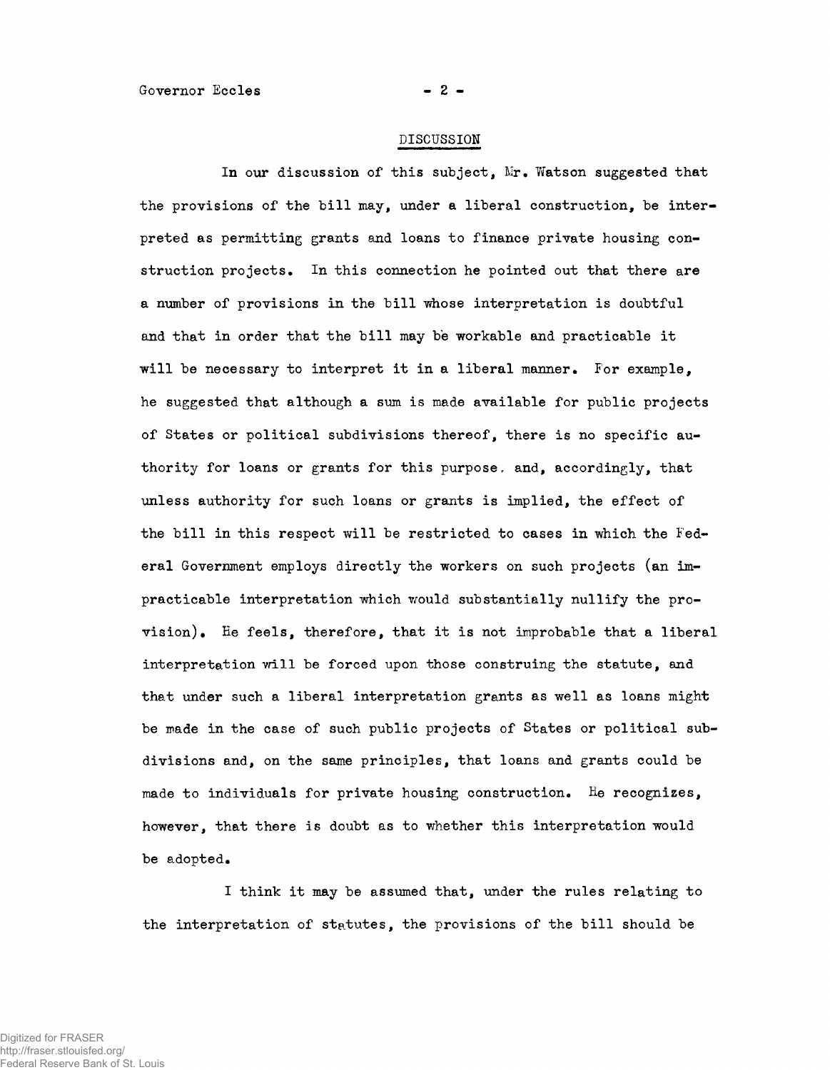## DISCUSSION

In our discussion of this subject, Mr. Watson suggested that the provisions of the bill may, under a liberal construction, be interpreted as permitting grants and loans to finance private housing construction projects. In this connection he pointed out that there are a number of provisions in the bill whose interpretation is doubtful and that in order that the bill may be workable and practicable it will be necessary to interpret it in a liberal manner. For example, he suggested that although a sum is made available for public projects of States or political subdivisions thereof, there is no specific authority for loans or grants for this purpose, and, accordingly, that unless authority for such loans or grants is implied, the effect of the bill in this respect will be restricted to cases in which the Federal Government employs directly the workers on such projects (an impracticable interpretation which would substantially nullify the provision). He feels, therefore, that it is not improbable that a liberal interpretation will be forced upon those construing the statute, and that under such a liberal interpretation grants as well as loans might be made in the case of such public projects of States or political subdivisions and, on the same principles, that loans and grants could be made to individuals for private housing construction. He recognizes, however, that there is doubt as to whether this interpretation would be adopted.

I think it may be assumed that, under the rules relating to the interpretation of statutes, the provisions of the bill should be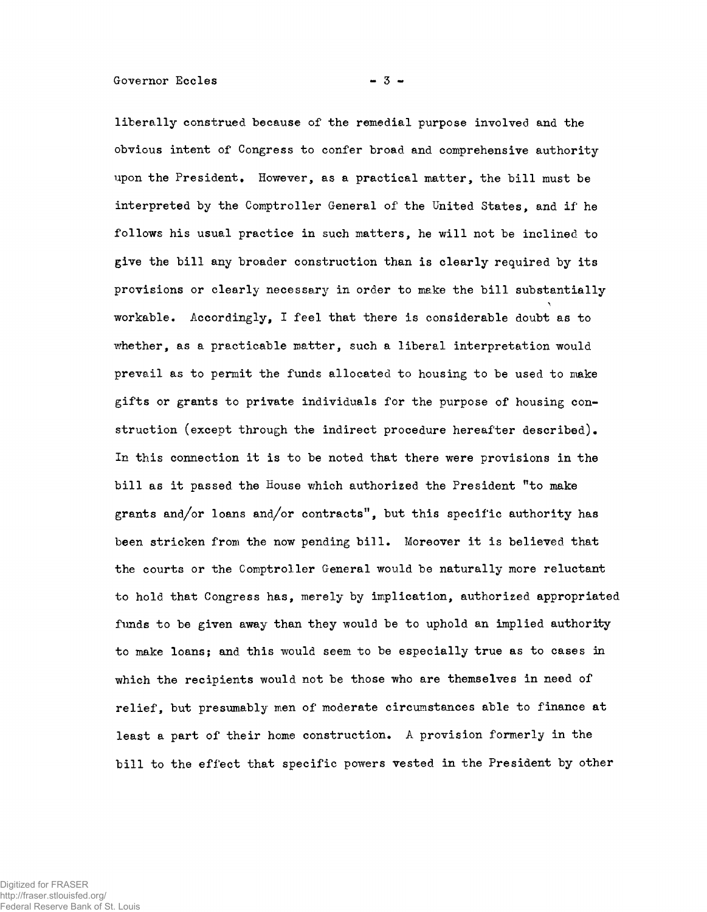liberally construed because of the remedial purpose involved and the obvious intent of Congress to confer broad and comprehensive authority upon the President. However, as a practical matter, the bill must be interpreted by the Comptroller General of the United States, and if he follows his usual practice in such matters, he will not be inclined to give the bill any broader construction than is clearly required by its provisions or clearly necessary in order to make the bill substantially workable. Accordingly, I feel that there is considerable doubt as to whether, as a practicable matter, such a liberal interpretation would prevail as to permit the funds allocated to housing to be used to make gifts or grants to private individuals for the purpose of housing construction (except through the indirect procedure hereafter described). In this connection it is to be noted that there were provisions in the bill as it passed the House which authorized the President "to make grants and/or loans and/or contracts", but this specific authority has been stricken from the now pending bill. Moreover it is believed that the courts or the Comptroller General would be naturally more reluctant to hold that Congress has, merely by implication, authorized appropriated funds to be given away than they would be to uphold an implied authority to make loans; and this would seem to be especially true as to cases in which the recipients would not be those who are themselves in need of relief, but presumably men of moderate circumstances able to finance at least a part of their home construction. A provision formerly in the bill to the effect that specific powers vested in the President by other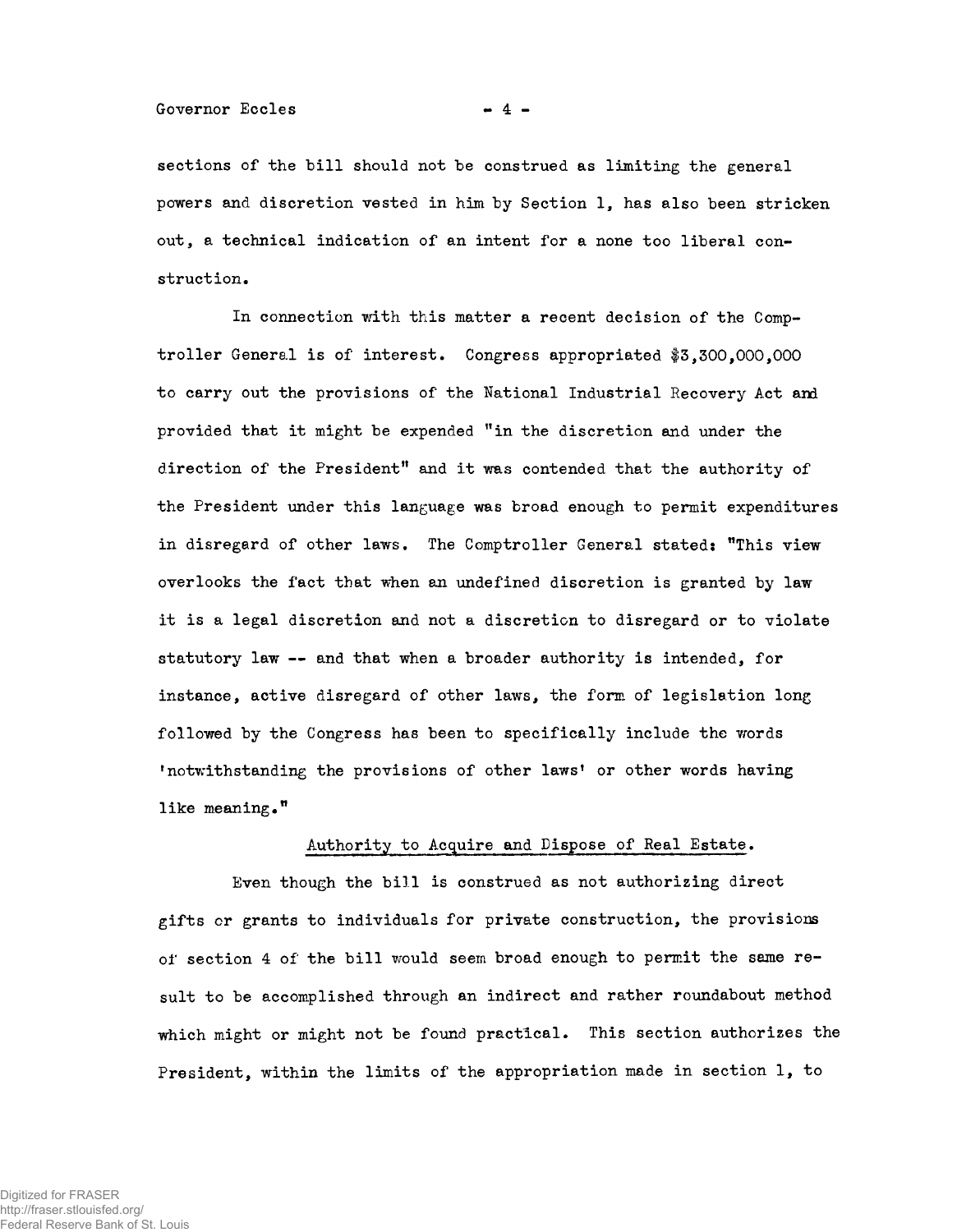sections of the bill should not be construed as limiting the general powers and discretion vested in him by Section 1, has also been stricken out, a technical indication of an intent for a none too liberal construction.

In connection with this matter a recent decision of the Comptroller General is of interest. Congress appropriated $3,300,000,000 to carry out the provisions of the National Industrial Recovery Act and provided that it might be expended "in the discretion and under the direction of the President" and it was contended that the authority of the President under this language was broad enough to permit expenditures in disregard of other laws. The Comptroller General stated: "This view overlooks the fact that when an undefined discretion is granted by law it is a legal discretion and not a discretion to disregard or to violate statutory law -- and that when a broader authority is intended, for instance, active disregard of other laws, the form of legislation long followed by the Congress has been to specifically include the words 'notwithstanding the provisions of other laws' or other words having like meaning."

<u>Authority to Acquire and Dispose of Real Estate.</u>

Even though the bill is construed as not authorizing direct gifts or grants to individuals for private construction, the provisions of section 4 of the bill would seem broad enough to permit the same result to be accomplished through an indirect and rather roundabout method which might or might not be found practical. This section authorizes the President, within the limits of the appropriation made in section 1, to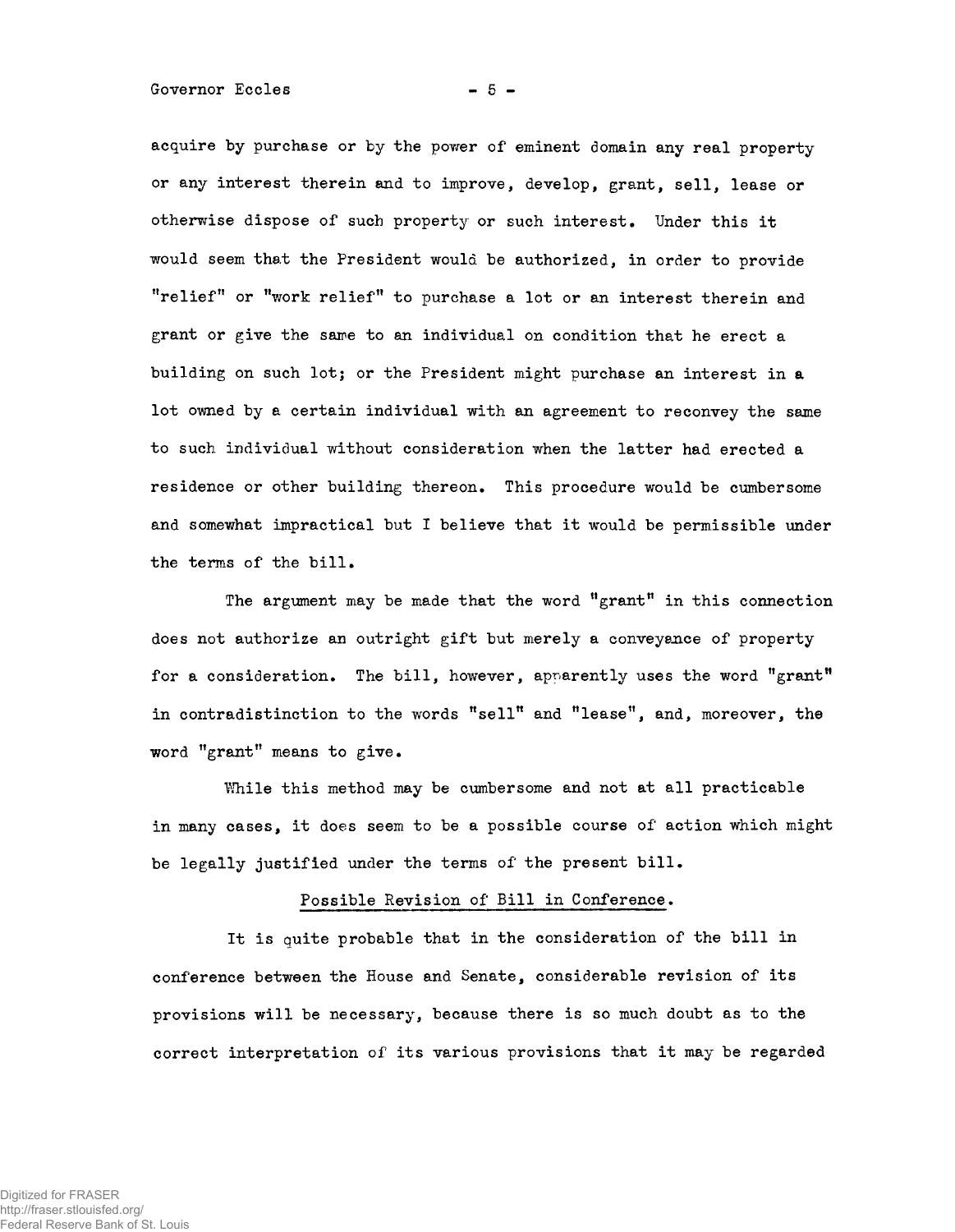acquire by purchase or by the power of eminent domain any real property or any interest therein and to improve, develop, grant, sell, lease or otherwise dispose of such property or such interest. Under this it would seem that the President would be authorized, in order to provide "relief" or "work relief" to purchase a lot or an interest therein and grant or give the same to an individual on condition that he erect a building on such lot; or the President might purchase an interest in a lot owned by a certain individual with an agreement to reconvey the same to such individual without consideration when the latter had erected a residence or other building thereon. This procedure would be cumbersome and somewhat impractical but I believe that it would be permissible under the terms of the bill.

The argument may be made that the word "grant" in this connection does not authorize an outright gift but merely a conveyance of property for a consideration. The bill, however, apparently uses the word "grant" in contradistinction to the words "sell" and "lease", and, moreover, the word "grant" means to give.

While this method may be cumbersome and not at all practicable in many cases, it does seem to be a possible course of action which might be legally justified under the terms of the present bill.

## Possible Revision of Bill in Conference.

It is quite probable that in the consideration of the bill in conference between the House and Senate, considerable revision of its provisions will be necessary, because there is so much doubt as to the correct interpretation of its various provisions that it may be regarded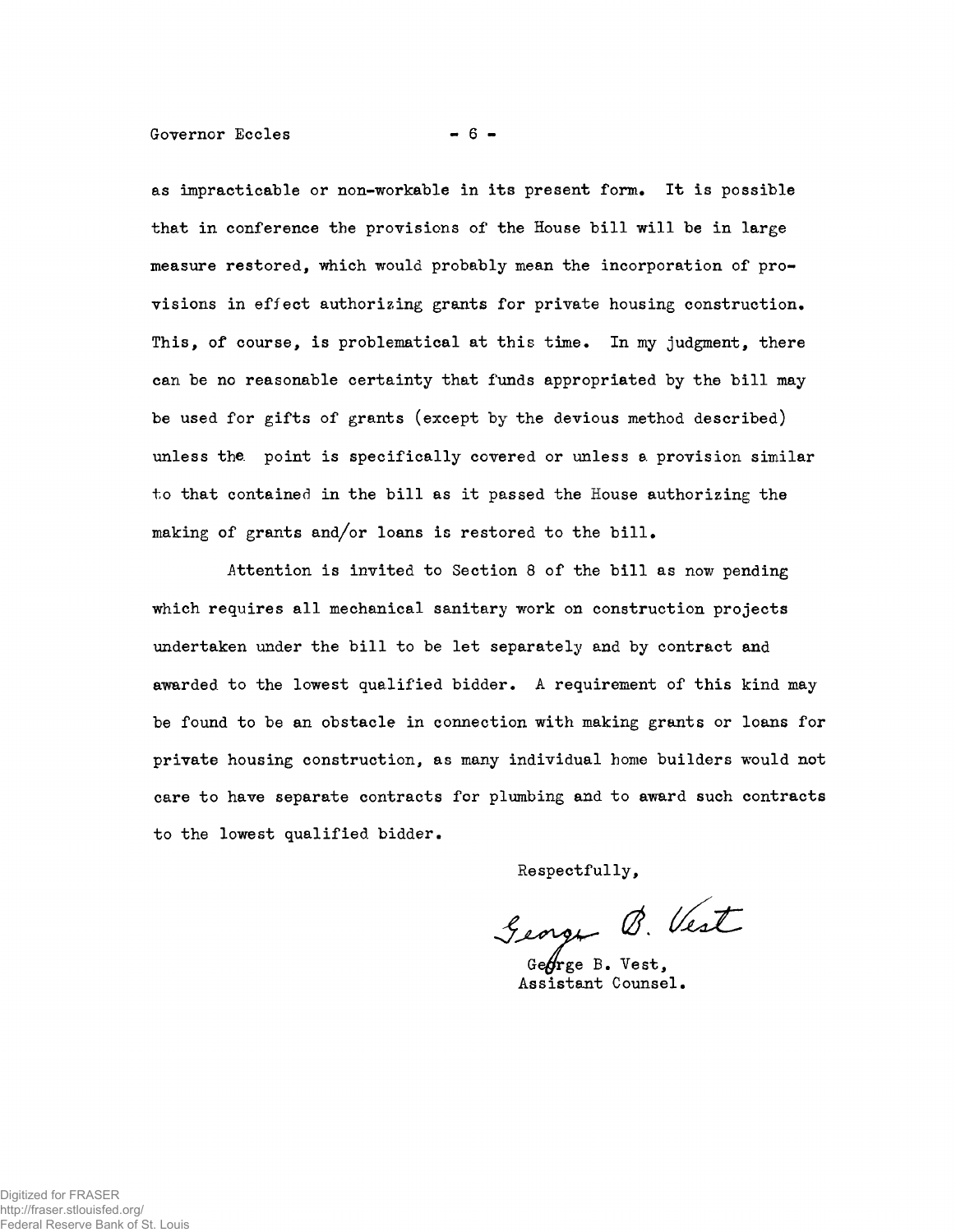as impracticable or non-workable in its present form. It is possible that in conference the provisions of the House bill will be in large measure restored, which would probably mean the incorporation of provisions in effect authorizing grants for private housing construction. This, of course, is problematical at this time. In my judgment, there can be no reasonable certainty that funds appropriated by the bill may be used for gifts of grants (except by the devious method described) unless the point is specifically covered or unless a provision similar to that contained in the bill as it passed the House authorizing the making of grants and/or loans is restored to the bill.

Attention is invited to Section 8 of the bill as now pending which requires all mechanical sanitary work on construction projects undertaken under the bill to be let separately and by contract and awarded to the lowest qualified bidder. A requirement of this kind may be found to be an obstacle in connection with making grants or loans for private housing construction, as many individual home builders would not care to have separate contracts for plumbing and to award such contracts to the lowest qualified bidder.

Respectfully,

George B. Vest

George B. Vest,
Assistant Counsel.